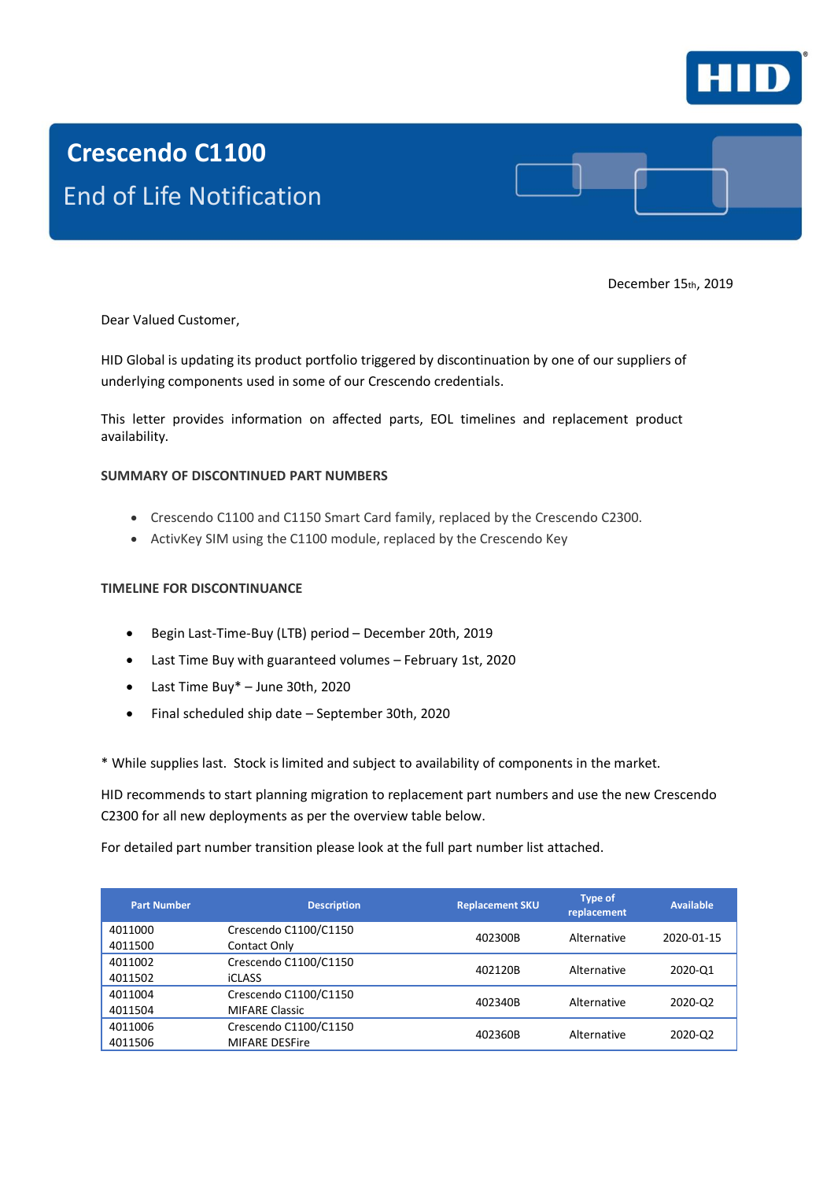# Crescendo C1100

## End of Life Notification

December 15th, 2019

Dear Valued Customer,

HID Global is updating its product portfolio triggered by discontinuation by one of our suppliers of underlying components used in some of our Crescendo credentials.

This letter provides information on affected parts, EOL timelines and replacement product availability.

### SUMMARY OF DISCONTINUED PART NUMBERS

- Crescendo C1100 and C1150 Smart Card family, replaced by the Crescendo C2300.
- ActivKey SIM using the C1100 module, replaced by the Crescendo Key

### TIMELINE FOR DISCONTINUANCE

- Begin Last-Time-Buy (LTB) period – December 20th, 2019
- Last Time Buy with guaranteed volumes – February 1st, 2020
- Last Time Buy* – June 30th, 2020
- Final scheduled ship date – September 30th, 2020

* While supplies last. Stock is limited and subject to availability of components in the market.

HID recommends to start planning migration to replacement part numbers and use the new Crescendo C2300 for all new deployments as per the overview table below.

For detailed part number transition please look at the full part number list attached.

| Part Number | Description | Replacement SKU | Type of replacement | Available |
|---|---|---|---|---|
| 4011000<br>4011500 | Crescendo C1100/C1150<br>Contact Only | 402300B | Alternative | 2020-01-15 |
| 4011002<br>4011502 | Crescendo C1100/C1150<br>iCLASS | 402120B | Alternative | 2020-Q1 |
| 4011004<br>4011504 | Crescendo C1100/C1150<br>MIFARE Classic | 402340B | Alternative | 2020-Q2 |
| 4011006<br>4011506 | Crescendo C1100/C1150<br>MIFARE DESFire | 402360B | Alternative | 2020-Q2 |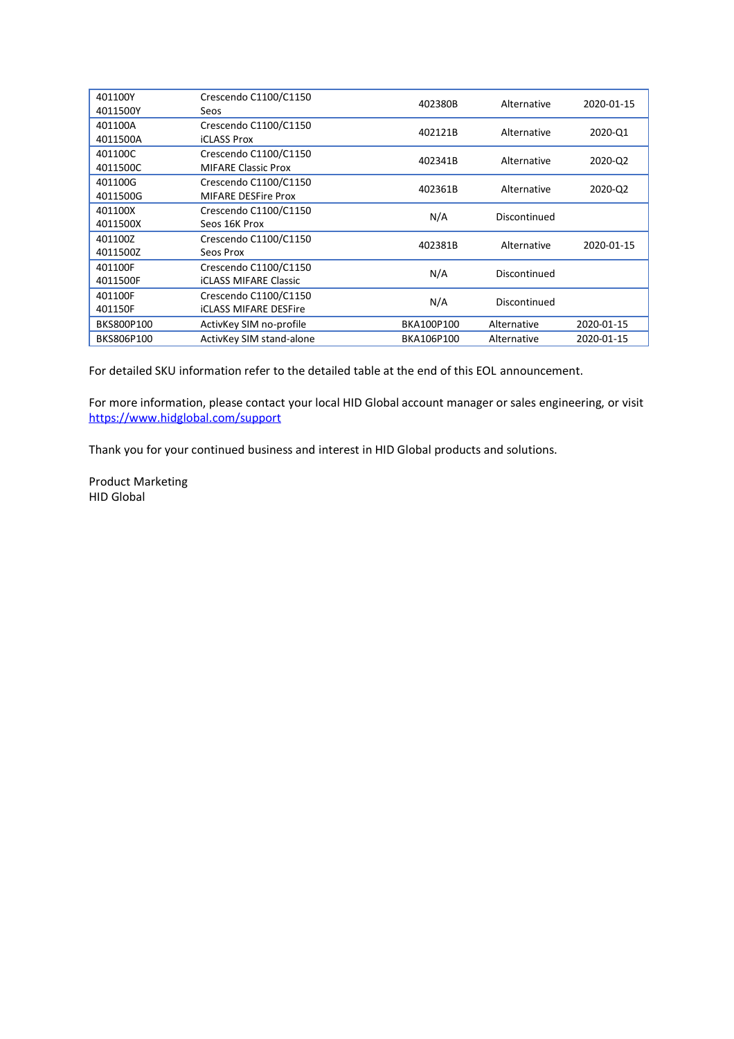| | | | | |
|---|---|---|---|---|
| 401100Y<br>4011500Y | Crescendo C1100/C1150<br>Seos | 402380B | Alternative | 2020-01-15 |
| 401100A<br>4011500A | Crescendo C1100/C1150<br>iCLASS Prox | 402121B | Alternative | 2020-Q1 |
| 401100C<br>4011500C | Crescendo C1100/C1150<br>MIFARE Classic Prox | 402341B | Alternative | 2020-Q2 |
| 401100G<br>4011500G | Crescendo C1100/C1150<br>MIFARE DESFire Prox | 402361B | Alternative | 2020-Q2 |
| 401100X<br>4011500X | Crescendo C1100/C1150<br>Seos 16K Prox | N/A | Discontinued | |
| 401100Z<br>4011500Z | Crescendo C1100/C1150<br>Seos Prox | 402381B | Alternative | 2020-01-15 |
| 401100F<br>4011500F | Crescendo C1100/C1150<br>iCLASS MIFARE Classic | N/A | Discontinued | |
| 401100F<br>401150F | Crescendo C1100/C1150<br>iCLASS MIFARE DESFire | N/A | Discontinued | |
| BKS800P100 | ActivKey SIM no-profile | BKA100P100 | Alternative | 2020-01-15 |
| BKS806P100 | ActivKey SIM stand-alone | BKA106P100 | Alternative | 2020-01-15 |

For detailed SKU information refer to the detailed table at the end of this EOL announcement.

For more information, please contact your local HID Global account manager or sales engineering, or visit https://www.hidglobal.com/support

Thank you for your continued business and interest in HID Global products and solutions.

Product Marketing
HID Global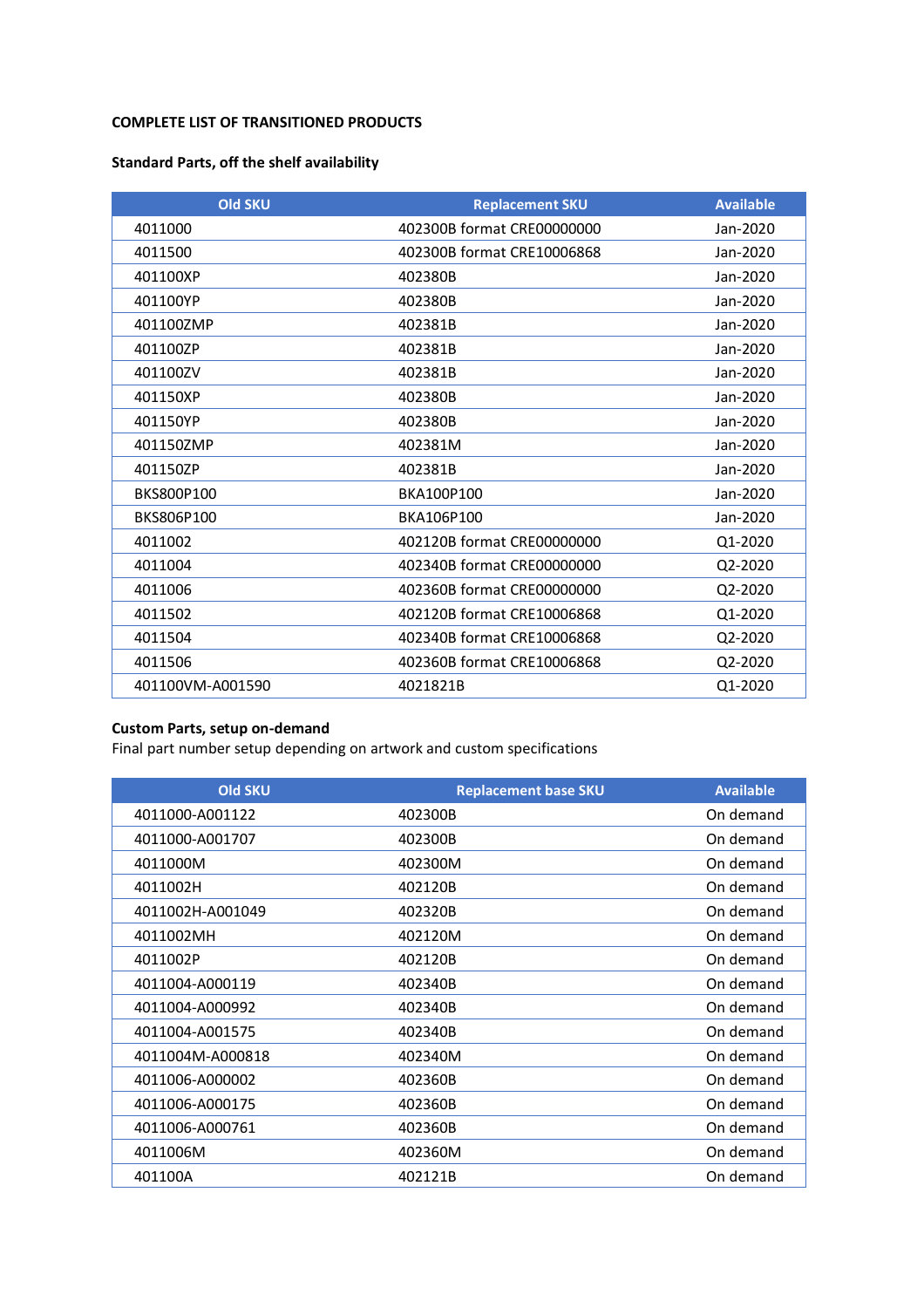**COMPLETE LIST OF TRANSITIONED PRODUCTS**

**Standard Parts, off the shelf availability**

| Old SKU | Replacement SKU | Available |
|---|---|---|
| 4011000 | 402300B format CRE00000000 | Jan-2020 |
| 4011500 | 402300B format CRE10006868 | Jan-2020 |
| 401100XP | 402380B | Jan-2020 |
| 401100YP | 402380B | Jan-2020 |
| 401100ZMP | 402381B | Jan-2020 |
| 401100ZP | 402381B | Jan-2020 |
| 401100ZV | 402381B | Jan-2020 |
| 401150XP | 402380B | Jan-2020 |
| 401150YP | 402380B | Jan-2020 |
| 401150ZMP | 402381M | Jan-2020 |
| 401150ZP | 402381B | Jan-2020 |
| BKS800P100 | BKA100P100 | Jan-2020 |
| BKS806P100 | BKA106P100 | Jan-2020 |
| 4011002 | 402120B format CRE00000000 | Q1-2020 |
| 4011004 | 402340B format CRE00000000 | Q2-2020 |
| 4011006 | 402360B format CRE00000000 | Q2-2020 |
| 4011502 | 402120B format CRE10006868 | Q1-2020 |
| 4011504 | 402340B format CRE10006868 | Q2-2020 |
| 4011506 | 402360B format CRE10006868 | Q2-2020 |
| 401100VM-A001590 | 4021821B | Q1-2020 |

**Custom Parts, setup on-demand**

Final part number setup depending on artwork and custom specifications

| Old SKU | Replacement base SKU | Available |
|---|---|---|
| 4011000-A001122 | 402300B | On demand |
| 4011000-A001707 | 402300B | On demand |
| 4011000M | 402300M | On demand |
| 4011002H | 402120B | On demand |
| 4011002H-A001049 | 402320B | On demand |
| 4011002MH | 402120M | On demand |
| 4011002P | 402120B | On demand |
| 4011004-A000119 | 402340B | On demand |
| 4011004-A000992 | 402340B | On demand |
| 4011004-A001575 | 402340B | On demand |
| 4011004M-A000818 | 402340M | On demand |
| 4011006-A000002 | 402360B | On demand |
| 4011006-A000175 | 402360B | On demand |
| 4011006-A000761 | 402360B | On demand |
| 4011006M | 402360M | On demand |
| 401100A | 402121B | On demand |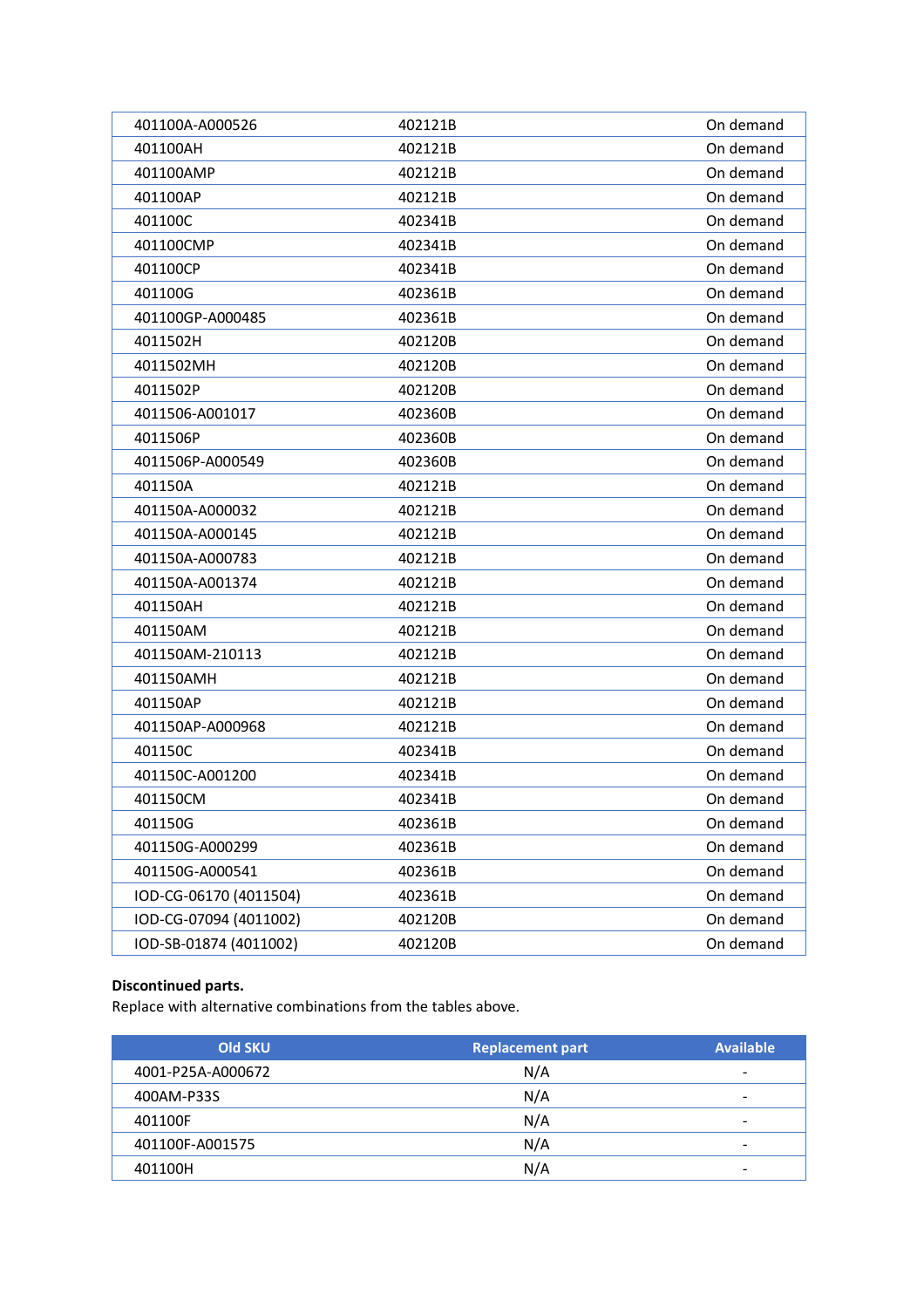| 401100A-A000526 | 402121B | On demand |
|---|---|---|
| 401100AH | 402121B | On demand |
| 401100AMP | 402121B | On demand |
| 401100AP | 402121B | On demand |
| 401100C | 402341B | On demand |
| 401100CMP | 402341B | On demand |
| 401100CP | 402341B | On demand |
| 401100G | 402361B | On demand |
| 401100GP-A000485 | 402361B | On demand |
| 4011502H | 402120B | On demand |
| 4011502MH | 402120B | On demand |
| 4011502P | 402120B | On demand |
| 4011506-A001017 | 402360B | On demand |
| 4011506P | 402360B | On demand |
| 4011506P-A000549 | 402360B | On demand |
| 401150A | 402121B | On demand |
| 401150A-A000032 | 402121B | On demand |
| 401150A-A000145 | 402121B | On demand |
| 401150A-A000783 | 402121B | On demand |
| 401150A-A001374 | 402121B | On demand |
| 401150AH | 402121B | On demand |
| 401150AM | 402121B | On demand |
| 401150AM-210113 | 402121B | On demand |
| 401150AMH | 402121B | On demand |
| 401150AP | 402121B | On demand |
| 401150AP-A000968 | 402121B | On demand |
| 401150C | 402341B | On demand |
| 401150C-A001200 | 402341B | On demand |
| 401150CM | 402341B | On demand |
| 401150G | 402361B | On demand |
| 401150G-A000299 | 402361B | On demand |
| 401150G-A000541 | 402361B | On demand |
| IOD-CG-06170 (4011504) | 402361B | On demand |
| IOD-CG-07094 (4011002) | 402120B | On demand |
| IOD-SB-01874 (4011002) | 402120B | On demand |

**Discontinued parts.**
Replace with alternative combinations from the tables above.

| Old SKU | Replacement part | Available |
|---|---|---|
| 4001-P25A-A000672 | N/A | - |
| 400AM-P33S | N/A | - |
| 401100F | N/A | - |
| 401100F-A001575 | N/A | - |
| 401100H | N/A | - |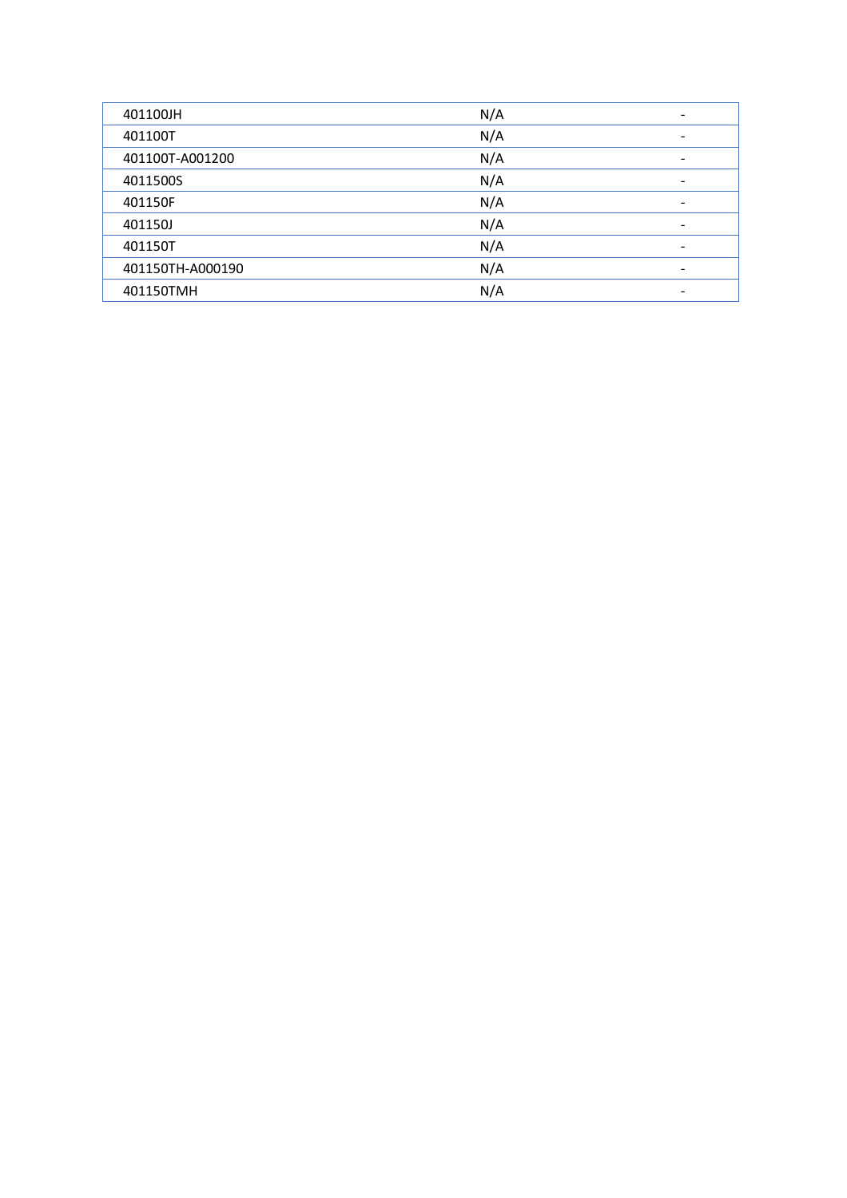| | | |
|---|---|---|
| 401100JH | N/A | - |
| 401100T | N/A | - |
| 401100T-A001200 | N/A | - |
| 4011500S | N/A | - |
| 401150F | N/A | - |
| 401150J | N/A | - |
| 401150T | N/A | - |
| 401150TH-A000190 | N/A | - |
| 401150TMH | N/A | - |